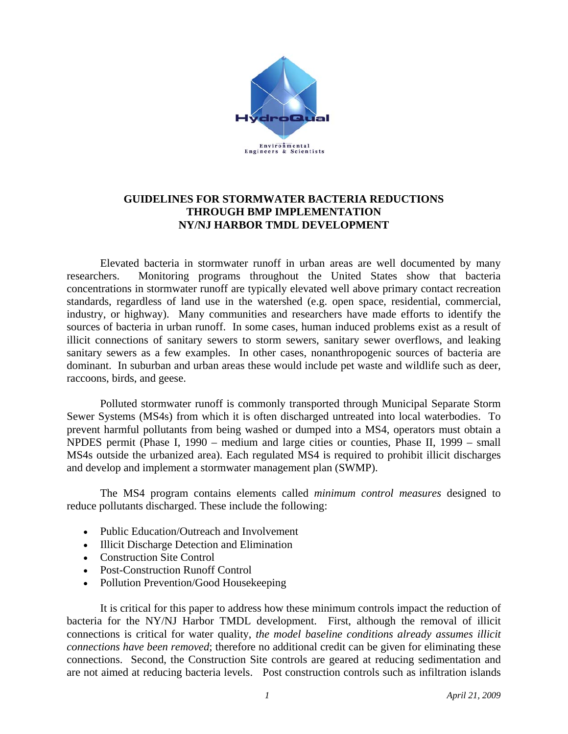# GUIDELINES FOR STORMWATER BACTERIA REDUCTIONS THROUGH BMP IMPLEMENTATION NY/NJ HARBOR TMDL DEVELOPMENT

Elevated bacteria in stormwater runoff in urban areas are well documented by many researchers. Monitoring programs throughout the United States show that bacteria concentrations in stormwater runoff are typically elevated well above primary contact recreation standards, regardless of land use in the watershed (e.g. open space, residential, commercial, industry, or highway). Many communities and researchers have made efforts to identify the sources of bacteria in urban runoff. In some cases, human induced problems exist as a result of illicit connections of sanitary sewers to storm sewers, sanitary sewer overflows, and leaking sanitary sewers as a few examples. In other cases, nonanthropogenic sources of bacteria are dominant. In suburban and urban areas these would include pet waste and wildlife such as deer, raccoons, birds, and geese.

Polluted stormwater runoff is commonly transported through Municipal Separate Storm Sewer Systems (MS4s) from which it is often discharged untreated into local waterbodies. To prevent harmful pollutants from being washed or dumped into a MS4, operators must obtain a NPDES permit (Phase I, 1990 – medium and large cities or counties, Phase II, 1999 – small MS4s outside the urbanized area). Each regulated MS4 is required to prohibit illicit discharges and develop and implement a stormwater management plan (SWMP).

The MS4 program contains elements called *minimum control measures* designed to reduce pollutants discharged. These include the following:

- Public Education/Outreach and Involvement
- Illicit Discharge Detection and Elimination
- Construction Site Control
- Post-Construction Runoff Control
- Pollution Prevention/Good Housekeeping

It is critical for this paper to address how these minimum controls impact the reduction of bacteria for the NY/NJ Harbor TMDL development. First, although the removal of illicit connections is critical for water quality, *the model baseline conditions already assumes illicit connections have been removed*; therefore no additional credit can be given for eliminating these connections. Second, the Construction Site controls are geared at reducing sedimentation and are not aimed at reducing bacteria levels. Post construction controls such as infiltration islands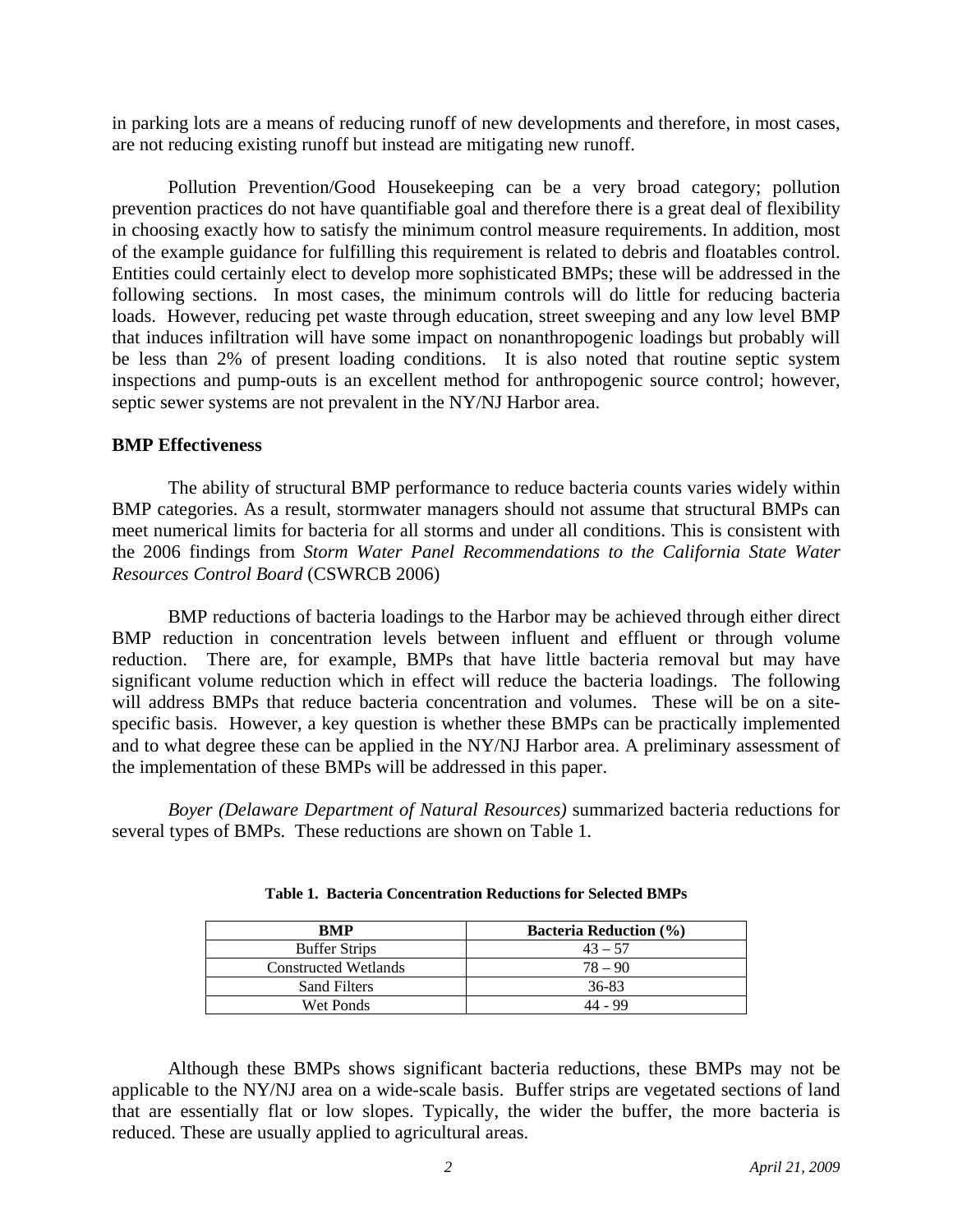in parking lots are a means of reducing runoff of new developments and therefore, in most cases, are not reducing existing runoff but instead are mitigating new runoff.

Pollution Prevention/Good Housekeeping can be a very broad category; pollution prevention practices do not have quantifiable goal and therefore there is a great deal of flexibility in choosing exactly how to satisfy the minimum control measure requirements. In addition, most of the example guidance for fulfilling this requirement is related to debris and floatables control. Entities could certainly elect to develop more sophisticated BMPs; these will be addressed in the following sections. In most cases, the minimum controls will do little for reducing bacteria loads. However, reducing pet waste through education, street sweeping and any low level BMP that induces infiltration will have some impact on nonanthropogenic loadings but probably will be less than 2% of present loading conditions. It is also noted that routine septic system inspections and pump-outs is an excellent method for anthropogenic source control; however, septic sewer systems are not prevalent in the NY/NJ Harbor area.

**BMP Effectiveness**

The ability of structural BMP performance to reduce bacteria counts varies widely within BMP categories. As a result, stormwater managers should not assume that structural BMPs can meet numerical limits for bacteria for all storms and under all conditions. This is consistent with the 2006 findings from *Storm Water Panel Recommendations to the California State Water Resources Control Board* (CSWRCB 2006)

BMP reductions of bacteria loadings to the Harbor may be achieved through either direct BMP reduction in concentration levels between influent and effluent or through volume reduction. There are, for example, BMPs that have little bacteria removal but may have significant volume reduction which in effect will reduce the bacteria loadings. The following will address BMPs that reduce bacteria concentration and volumes. These will be on a site-specific basis. However, a key question is whether these BMPs can be practically implemented and to what degree these can be applied in the NY/NJ Harbor area. A preliminary assessment of the implementation of these BMPs will be addressed in this paper.

*Boyer (Delaware Department of Natural Resources)* summarized bacteria reductions for several types of BMPs. These reductions are shown on Table 1.

**Table 1. Bacteria Concentration Reductions for Selected BMPs**

| BMP | Bacteria Reduction (%) |
|---|---|
| Buffer Strips | 43 – 57 |
| Constructed Wetlands | 78 – 90 |
| Sand Filters | 36-83 |
| Wet Ponds | 44 - 99 |

Although these BMPs shows significant bacteria reductions, these BMPs may not be applicable to the NY/NJ area on a wide-scale basis. Buffer strips are vegetated sections of land that are essentially flat or low slopes. Typically, the wider the buffer, the more bacteria is reduced. These are usually applied to agricultural areas.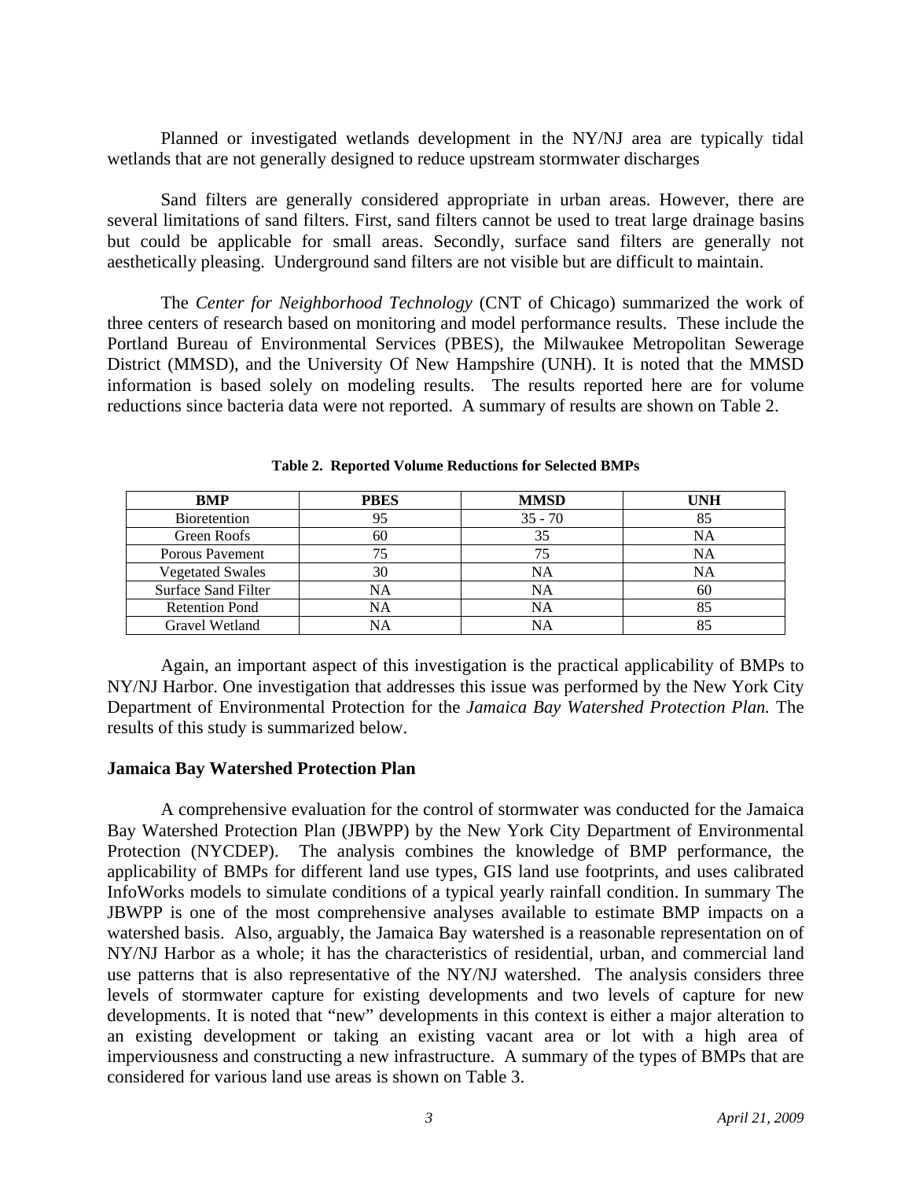Planned or investigated wetlands development in the NY/NJ area are typically tidal wetlands that are not generally designed to reduce upstream stormwater discharges

Sand filters are generally considered appropriate in urban areas. However, there are several limitations of sand filters. First, sand filters cannot be used to treat large drainage basins but could be applicable for small areas. Secondly, surface sand filters are generally not aesthetically pleasing. Underground sand filters are not visible but are difficult to maintain.

The *Center for Neighborhood Technology* (CNT of Chicago) summarized the work of three centers of research based on monitoring and model performance results. These include the Portland Bureau of Environmental Services (PBES), the Milwaukee Metropolitan Sewerage District (MMSD), and the University Of New Hampshire (UNH). It is noted that the MMSD information is based solely on modeling results. The results reported here are for volume reductions since bacteria data were not reported. A summary of results are shown on Table 2.

**Table 2. Reported Volume Reductions for Selected BMPs**

| BMP | PBES | MMSD | UNH |
|---|---|---|---|
| Bioretention | 95 | 35 - 70 | 85 |
| Green Roofs | 60 | 35 | NA |
| Porous Pavement | 75 | 75 | NA |
| Vegetated Swales | 30 | NA | NA |
| Surface Sand Filter | NA | NA | 60 |
| Retention Pond | NA | NA | 85 |
| Gravel Wetland | NA | NA | 85 |

Again, an important aspect of this investigation is the practical applicability of BMPs to NY/NJ Harbor. One investigation that addresses this issue was performed by the New York City Department of Environmental Protection for the *Jamaica Bay Watershed Protection Plan.* The results of this study is summarized below.

**Jamaica Bay Watershed Protection Plan**

A comprehensive evaluation for the control of stormwater was conducted for the Jamaica Bay Watershed Protection Plan (JBWPP) by the New York City Department of Environmental Protection (NYCDEP). The analysis combines the knowledge of BMP performance, the applicability of BMPs for different land use types, GIS land use footprints, and uses calibrated InfoWorks models to simulate conditions of a typical yearly rainfall condition. In summary The JBWPP is one of the most comprehensive analyses available to estimate BMP impacts on a watershed basis. Also, arguably, the Jamaica Bay watershed is a reasonable representation on of NY/NJ Harbor as a whole; it has the characteristics of residential, urban, and commercial land use patterns that is also representative of the NY/NJ watershed. The analysis considers three levels of stormwater capture for existing developments and two levels of capture for new developments. It is noted that "new" developments in this context is either a major alteration to an existing development or taking an existing vacant area or lot with a high area of imperviousness and constructing a new infrastructure. A summary of the types of BMPs that are considered for various land use areas is shown on Table 3.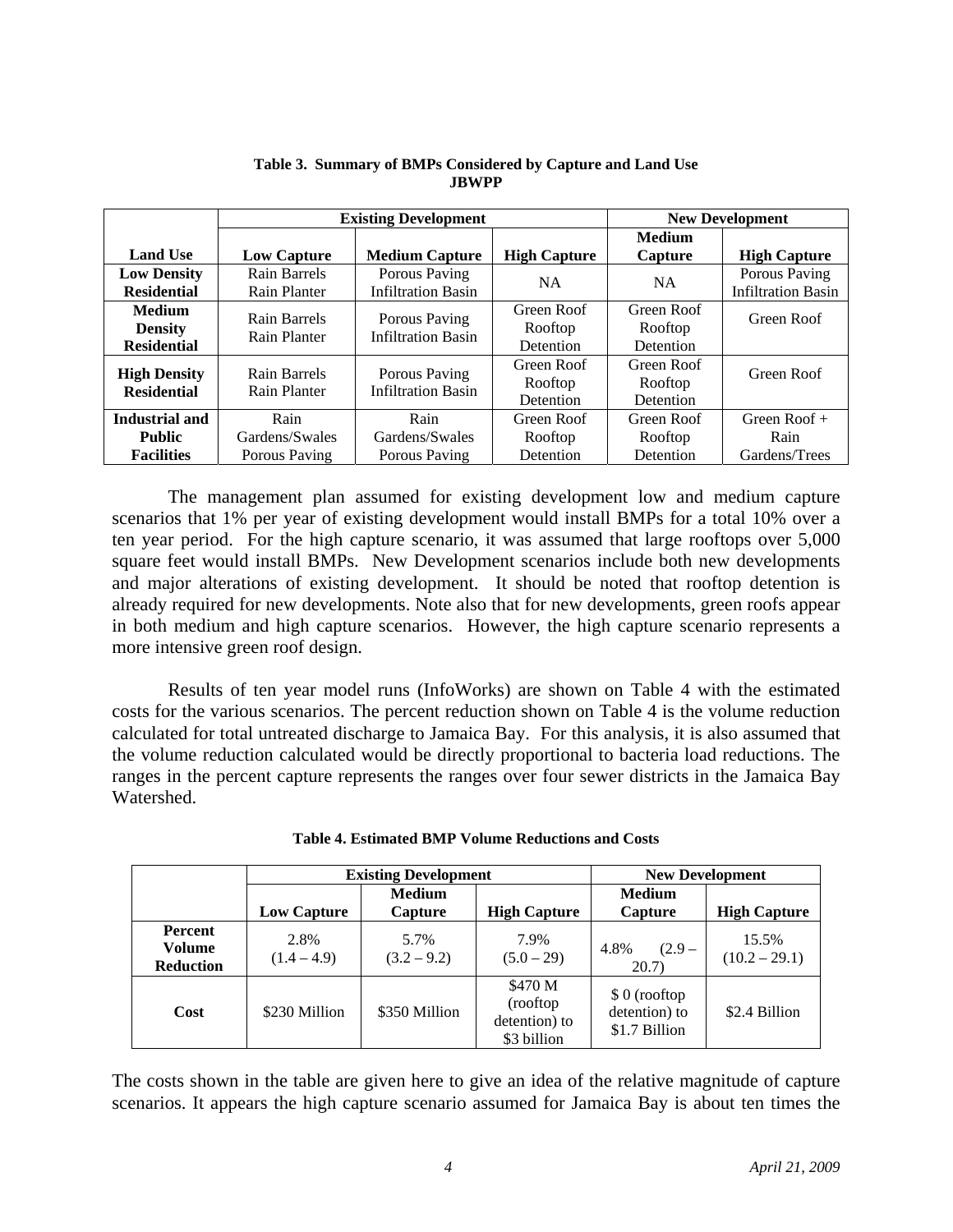**Table 3. Summary of BMPs Considered by Capture and Land Use**
**JBWPP**

| | Existing Development | | | New Development | |
|---|---|---|---|---|---|
| **Land Use** | **Low Capture** | **Medium Capture** | **High Capture** | **Medium Capture** | **High Capture** |
| **Low Density Residential** | Rain Barrels Rain Planter | Porous Paving Infiltration Basin | NA | NA | Porous Paving Infiltration Basin |
| **Medium Density Residential** | Rain Barrels Rain Planter | Porous Paving Infiltration Basin | Green Roof Rooftop Detention | Green Roof Rooftop Detention | Green Roof |
| **High Density Residential** | Rain Barrels Rain Planter | Porous Paving Infiltration Basin | Green Roof Rooftop Detention | Green Roof Rooftop Detention | Green Roof |
| **Industrial and Public Facilities** | Rain Gardens/Swales Porous Paving | Rain Gardens/Swales Porous Paving | Green Roof Rooftop Detention | Green Roof Rooftop Detention | Green Roof + Rain Gardens/Trees |

The management plan assumed for existing development low and medium capture scenarios that 1% per year of existing development would install BMPs for a total 10% over a ten year period. For the high capture scenario, it was assumed that large rooftops over 5,000 square feet would install BMPs. New Development scenarios include both new developments and major alterations of existing development. It should be noted that rooftop detention is already required for new developments. Note also that for new developments, green roofs appear in both medium and high capture scenarios. However, the high capture scenario represents a more intensive green roof design.

Results of ten year model runs (InfoWorks) are shown on Table 4 with the estimated costs for the various scenarios. The percent reduction shown on Table 4 is the volume reduction calculated for total untreated discharge to Jamaica Bay. For this analysis, it is also assumed that the volume reduction calculated would be directly proportional to bacteria load reductions. The ranges in the percent capture represents the ranges over four sewer districts in the Jamaica Bay Watershed.

**Table 4. Estimated BMP Volume Reductions and Costs**

| | Existing Development | | | New Development | |
|---|---|---|---|---|---|
| | **Low Capture** | **Medium Capture** | **High Capture** | **Medium Capture** | **High Capture** |
| **Percent Volume Reduction** | 2.8% (1.4 – 4.9) | 5.7% (3.2 – 9.2) | 7.9% (5.0 – 29) | 4.8% (2.9 – 20.7) | 15.5% (10.2 – 29.1) |
| **Cost** | \$230 Million | \$350 Million | \$470 M (rooftop detention) to \$3 billion | \$ 0 (rooftop detention) to \$1.7 Billion | \$2.4 Billion |

The costs shown in the table are given here to give an idea of the relative magnitude of capture scenarios. It appears the high capture scenario assumed for Jamaica Bay is about ten times the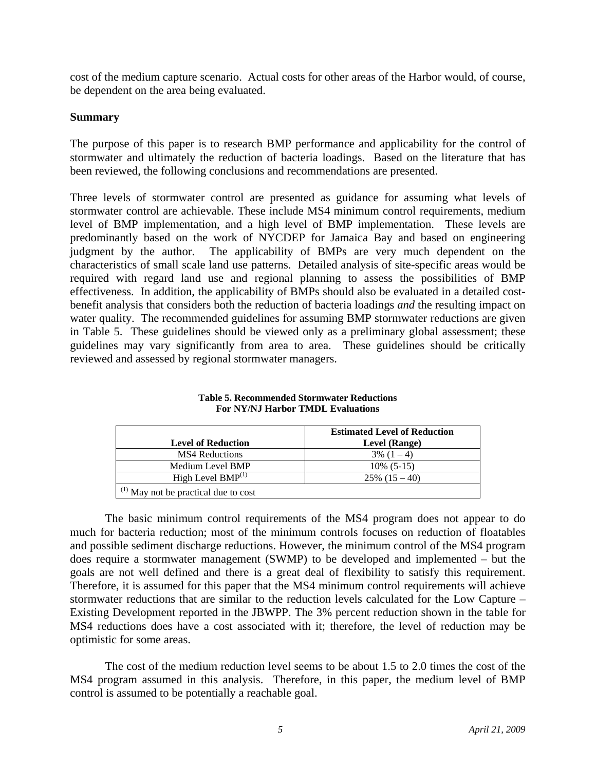cost of the medium capture scenario. Actual costs for other areas of the Harbor would, of course, be dependent on the area being evaluated.

**Summary**

The purpose of this paper is to research BMP performance and applicability for the control of stormwater and ultimately the reduction of bacteria loadings. Based on the literature that has been reviewed, the following conclusions and recommendations are presented.

Three levels of stormwater control are presented as guidance for assuming what levels of stormwater control are achievable. These include MS4 minimum control requirements, medium level of BMP implementation, and a high level of BMP implementation. These levels are predominantly based on the work of NYCDEP for Jamaica Bay and based on engineering judgment by the author. The applicability of BMPs are very much dependent on the characteristics of small scale land use patterns. Detailed analysis of site-specific areas would be required with regard land use and regional planning to assess the possibilities of BMP effectiveness. In addition, the applicability of BMPs should also be evaluated in a detailed cost-benefit analysis that considers both the reduction of bacteria loadings *and* the resulting impact on water quality. The recommended guidelines for assuming BMP stormwater reductions are given in Table 5. These guidelines should be viewed only as a preliminary global assessment; these guidelines may vary significantly from area to area. These guidelines should be critically reviewed and assessed by regional stormwater managers.

**Table 5. Recommended Stormwater Reductions For NY/NJ Harbor TMDL Evaluations**

| Level of Reduction | Estimated Level of Reduction Level (Range) |
|---|---|
| MS4 Reductions | 3% (1 – 4) |
| Medium Level BMP | 10% (5-15) |
| High Level BMP(1) | 25% (15 – 40) |
| (1) May not be practical due to cost | |

The basic minimum control requirements of the MS4 program does not appear to do much for bacteria reduction; most of the minimum controls focuses on reduction of floatables and possible sediment discharge reductions. However, the minimum control of the MS4 program does require a stormwater management (SWMP) to be developed and implemented – but the goals are not well defined and there is a great deal of flexibility to satisfy this requirement. Therefore, it is assumed for this paper that the MS4 minimum control requirements will achieve stormwater reductions that are similar to the reduction levels calculated for the Low Capture – Existing Development reported in the JBWPP. The 3% percent reduction shown in the table for MS4 reductions does have a cost associated with it; therefore, the level of reduction may be optimistic for some areas.

The cost of the medium reduction level seems to be about 1.5 to 2.0 times the cost of the MS4 program assumed in this analysis. Therefore, in this paper, the medium level of BMP control is assumed to be potentially a reachable goal.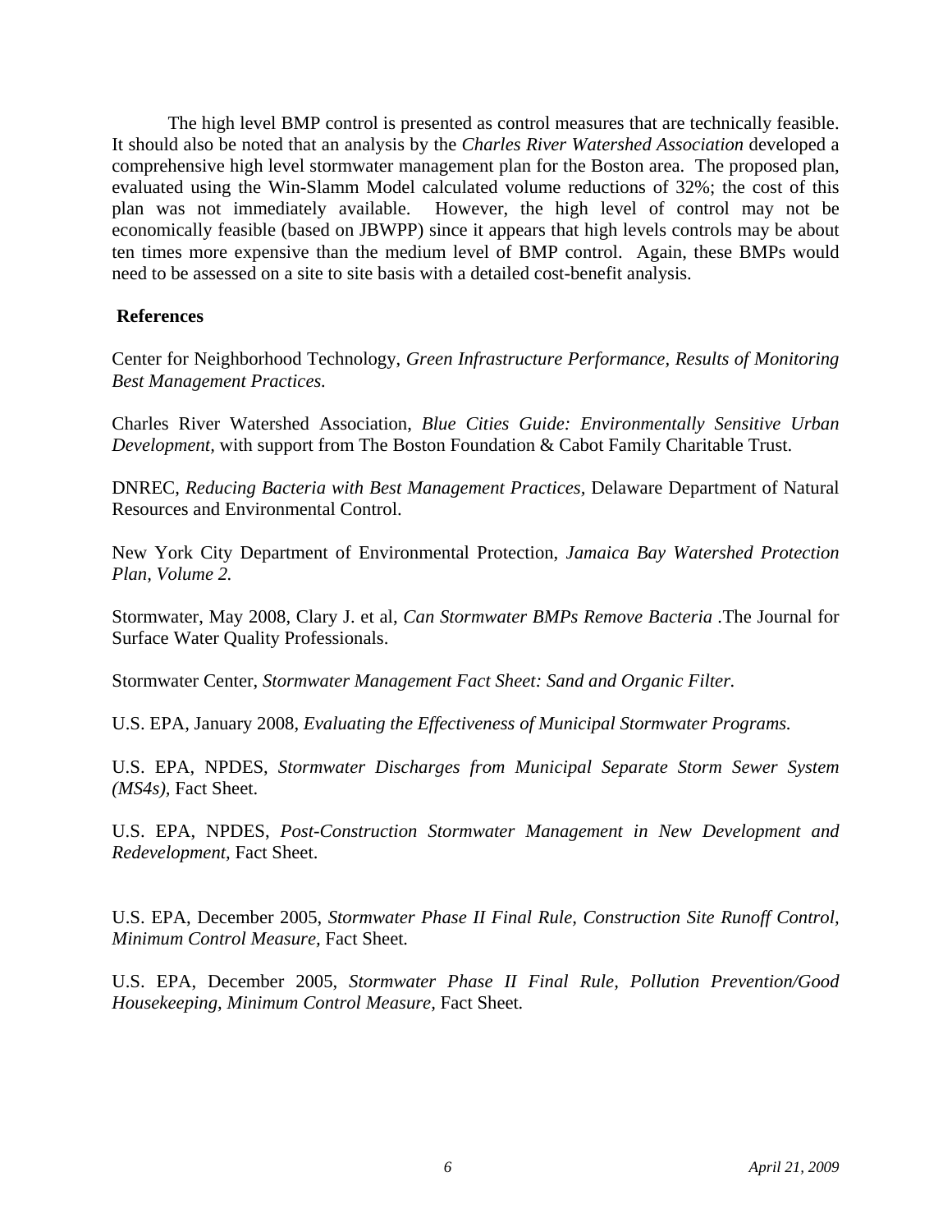The high level BMP control is presented as control measures that are technically feasible. It should also be noted that an analysis by the *Charles River Watershed Association* developed a comprehensive high level stormwater management plan for the Boston area. The proposed plan, evaluated using the Win-Slamm Model calculated volume reductions of 32%; the cost of this plan was not immediately available. However, the high level of control may not be economically feasible (based on JBWPP) since it appears that high levels controls may be about ten times more expensive than the medium level of BMP control. Again, these BMPs would need to be assessed on a site to site basis with a detailed cost-benefit analysis.

## References

Center for Neighborhood Technology, *Green Infrastructure Performance, Results of Monitoring Best Management Practices.*

Charles River Watershed Association, *Blue Cities Guide: Environmentally Sensitive Urban Development,* with support from The Boston Foundation & Cabot Family Charitable Trust.

DNREC, *Reducing Bacteria with Best Management Practices,* Delaware Department of Natural Resources and Environmental Control.

New York City Department of Environmental Protection, *Jamaica Bay Watershed Protection Plan, Volume 2.*

Stormwater, May 2008, Clary J. et al, *Can Stormwater BMPs Remove Bacteria* .The Journal for Surface Water Quality Professionals.

Stormwater Center, *Stormwater Management Fact Sheet: Sand and Organic Filter.*

U.S. EPA, January 2008, *Evaluating the Effectiveness of Municipal Stormwater Programs.*

U.S. EPA, NPDES, *Stormwater Discharges from Municipal Separate Storm Sewer System (MS4s),* Fact Sheet.

U.S. EPA, NPDES, *Post-Construction Stormwater Management in New Development and Redevelopment,* Fact Sheet.

U.S. EPA, December 2005, *Stormwater Phase II Final Rule, Construction Site Runoff Control, Minimum Control Measure,* Fact Sheet.

U.S. EPA, December 2005, *Stormwater Phase II Final Rule, Pollution Prevention/Good Housekeeping, Minimum Control Measure,* Fact Sheet.